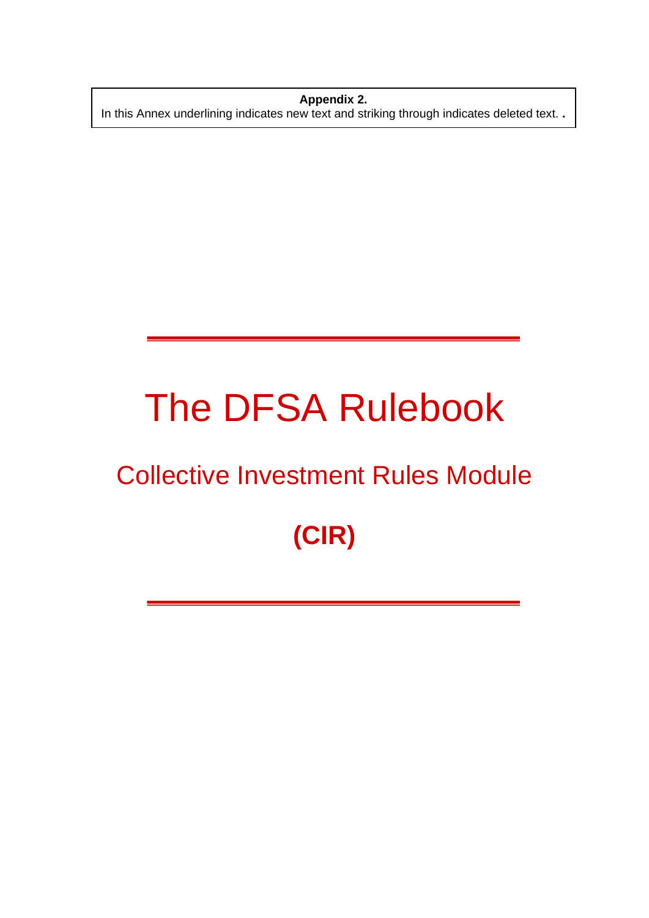**Appendix 2.**

In this Annex underlining indicates new text and striking through indicates deleted text. **.**

# The DFSA Rulebook

## Collective Investment Rules Module

## **(CIR)**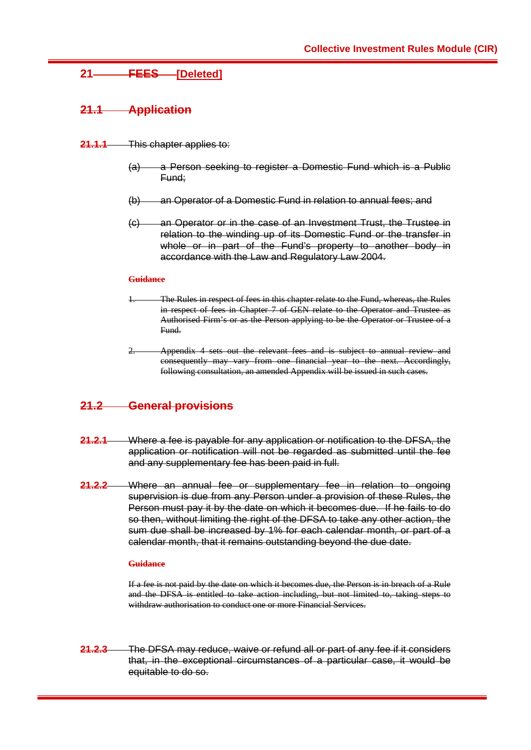## 21 ~~FEES~~ [Deleted]

### ~~21.1 Application~~

~~**21.1.1** This chapter applies to:~~

~~(a) a Person seeking to register a Domestic Fund which is a Public Fund;~~

~~(b) an Operator of a Domestic Fund in relation to annual fees; and~~

~~(c) an Operator or in the case of an Investment Trust, the Trustee in relation to the winding up of its Domestic Fund or the transfer in whole or in part of the Fund's property to another body in accordance with the Law and Regulatory Law 2004.~~

~~**Guidance**~~

~~1. The Rules in respect of fees in this chapter relate to the Fund, whereas, the Rules in respect of fees in Chapter 7 of GEN relate to the Operator and Trustee as Authorised Firm's or as the Person applying to be the Operator or Trustee of a Fund.~~

~~2. Appendix 4 sets out the relevant fees and is subject to annual review and consequently may vary from one financial year to the next. Accordingly, following consultation, an amended Appendix will be issued in such cases.~~

### ~~21.2 General provisions~~

~~**21.2.1** Where a fee is payable for any application or notification to the DFSA, the application or notification will not be regarded as submitted until the fee and any supplementary fee has been paid in full.~~

~~**21.2.2** Where an annual fee or supplementary fee in relation to ongoing supervision is due from any Person under a provision of these Rules, the Person must pay it by the date on which it becomes due. If he fails to do so then, without limiting the right of the DFSA to take any other action, the sum due shall be increased by 1% for each calendar month, or part of a calendar month, that it remains outstanding beyond the due date.~~

~~**Guidance**~~

~~If a fee is not paid by the date on which it becomes due, the Person is in breach of a Rule and the DFSA is entitled to take action including, but not limited to, taking steps to withdraw authorisation to conduct one or more Financial Services.~~

~~**21.2.3** The DFSA may reduce, waive or refund all or part of any fee if it considers that, in the exceptional circumstances of a particular case, it would be equitable to do so.~~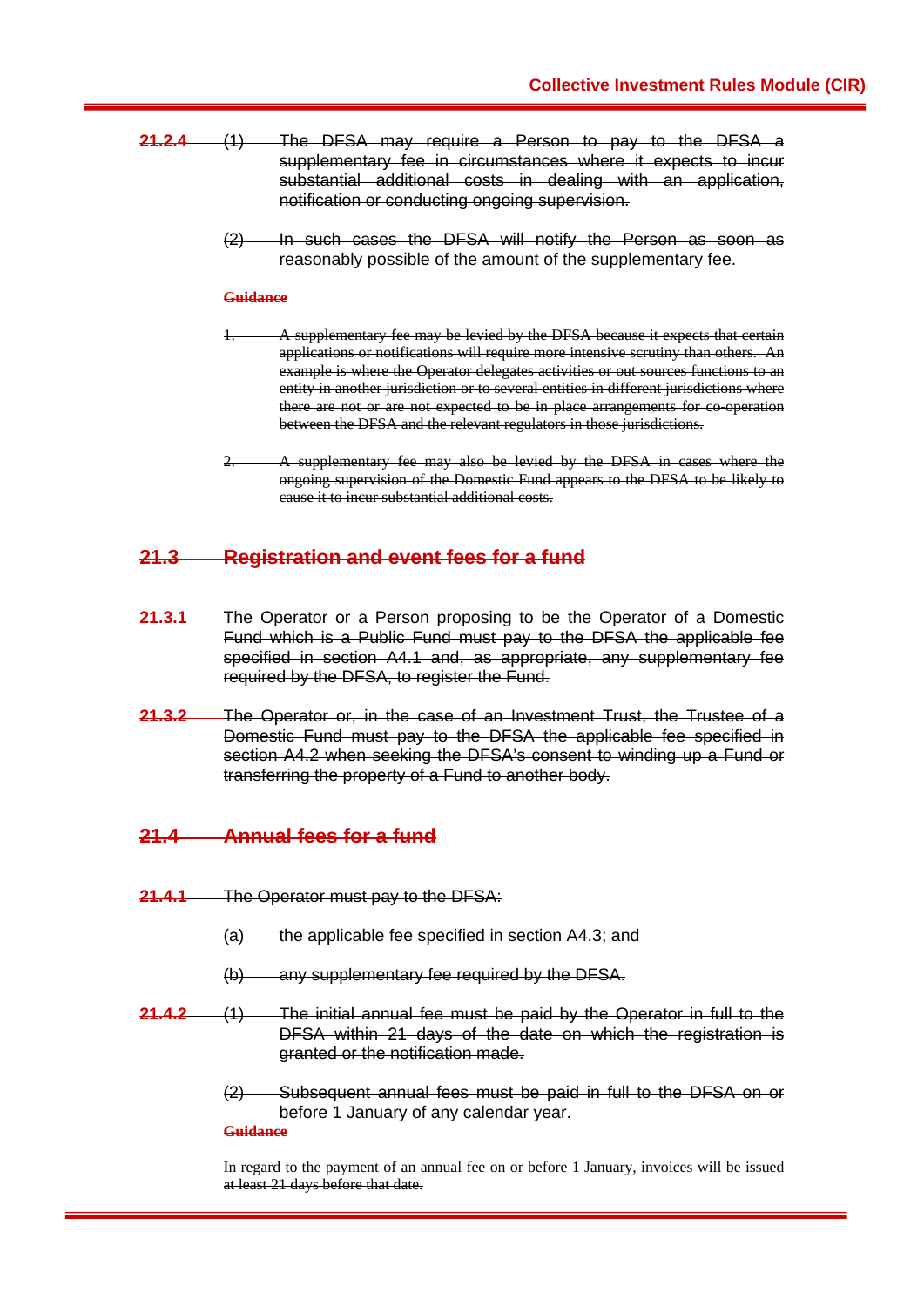~~**21.2.4** (1) The DFSA may require a Person to pay to the DFSA a supplementary fee in circumstances where it expects to incur substantial additional costs in dealing with an application, notification or conducting ongoing supervision.~~

~~(2) In such cases the DFSA will notify the Person as soon as reasonably possible of the amount of the supplementary fee.~~

~~**Guidance**~~

~~1. A supplementary fee may be levied by the DFSA because it expects that certain applications or notifications will require more intensive scrutiny than others. An example is where the Operator delegates activities or out sources functions to an entity in another jurisdiction or to several entities in different jurisdictions where there are not or are not expected to be in place arrangements for co-operation between the DFSA and the relevant regulators in those jurisdictions.~~

~~2. A supplementary fee may also be levied by the DFSA in cases where the ongoing supervision of the Domestic Fund appears to the DFSA to be likely to cause it to incur substantial additional costs.~~

## ~~21.3 Registration and event fees for a fund~~

~~**21.3.1** The Operator or a Person proposing to be the Operator of a Domestic Fund which is a Public Fund must pay to the DFSA the applicable fee specified in section A4.1 and, as appropriate, any supplementary fee required by the DFSA, to register the Fund.~~

~~**21.3.2** The Operator or, in the case of an Investment Trust, the Trustee of a Domestic Fund must pay to the DFSA the applicable fee specified in section A4.2 when seeking the DFSA's consent to winding up a Fund or transferring the property of a Fund to another body.~~

## ~~21.4 Annual fees for a fund~~

~~**21.4.1** The Operator must pay to the DFSA:~~

~~(a) the applicable fee specified in section A4.3; and~~

~~(b) any supplementary fee required by the DFSA.~~

~~**21.4.2** (1) The initial annual fee must be paid by the Operator in full to the DFSA within 21 days of the date on which the registration is granted or the notification made.~~

~~(2) Subsequent annual fees must be paid in full to the DFSA on or before 1 January of any calendar year.~~

~~**Guidance**~~

~~In regard to the payment of an annual fee on or before 1 January, invoices will be issued at least 21 days before that date.~~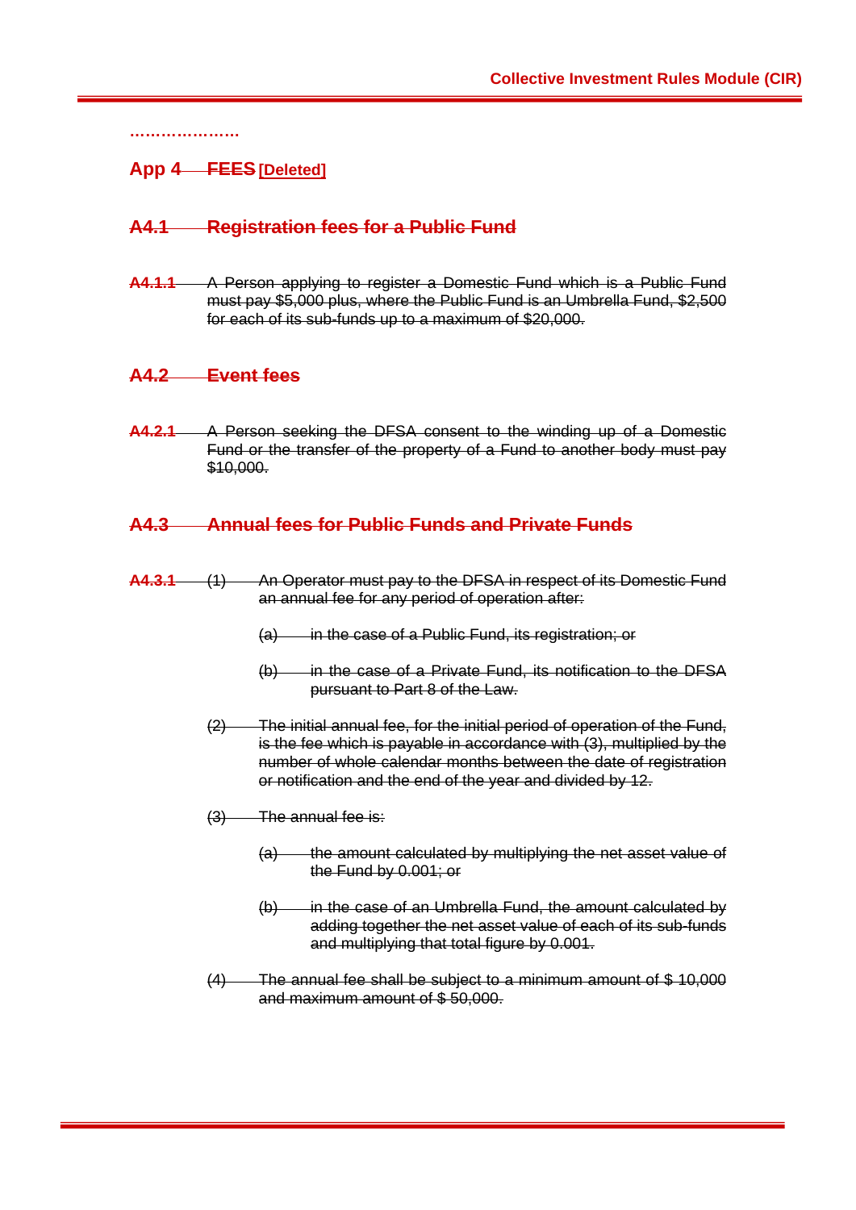…………………

## App 4 ~~FEES~~ [Deleted]

### ~~A4.1 Registration fees for a Public Fund~~

~~**A4.1.1** A Person applying to register a Domestic Fund which is a Public Fund must pay $5,000 plus, where the Public Fund is an Umbrella Fund, $2,500 for each of its sub-funds up to a maximum of $20,000.~~

### ~~A4.2 Event fees~~

~~**A4.2.1** A Person seeking the DFSA consent to the winding up of a Domestic Fund or the transfer of the property of a Fund to another body must pay $10,000.~~

### ~~A4.3 Annual fees for Public Funds and Private Funds~~

~~**A4.3.1** (1) An Operator must pay to the DFSA in respect of its Domestic Fund an annual fee for any period of operation after:~~

~~(a) in the case of a Public Fund, its registration; or~~

~~(b) in the case of a Private Fund, its notification to the DFSA pursuant to Part 8 of the Law.~~

~~(2) The initial annual fee, for the initial period of operation of the Fund, is the fee which is payable in accordance with (3), multiplied by the number of whole calendar months between the date of registration or notification and the end of the year and divided by 12.~~

~~(3) The annual fee is:~~

~~(a) the amount calculated by multiplying the net asset value of the Fund by 0.001; or~~

~~(b) in the case of an Umbrella Fund, the amount calculated by adding together the net asset value of each of its sub-funds and multiplying that total figure by 0.001.~~

~~(4) The annual fee shall be subject to a minimum amount of $ 10,000 and maximum amount of $ 50,000.~~